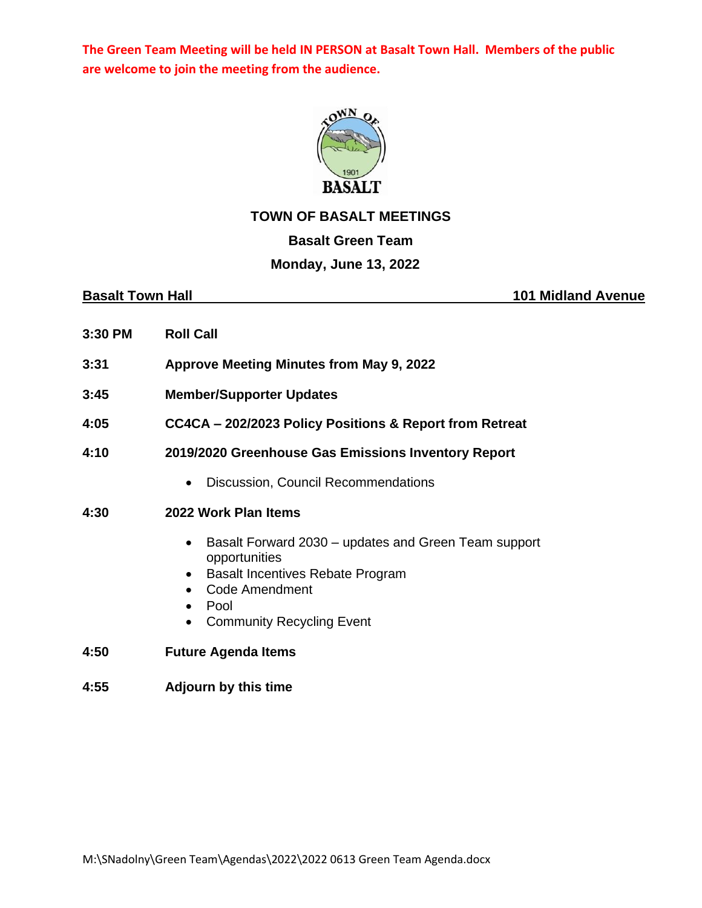**The Green Team Meeting will be held IN PERSON at Basalt Town Hall. Members of the public are welcome to join the meeting from the audience.**

# TOWN OF BASALT MEETINGS

## Basalt Green Team

### Monday, June 13, 2022

**Basalt Town Hall** **101 Midland Avenue**

| | |
|---|---|
| **3:30 PM** | **Roll Call** |
| **3:31** | **Approve Meeting Minutes from May 9, 2022** |
| **3:45** | **Member/Supporter Updates** |
| **4:05** | **CC4CA – 202/2023 Policy Positions & Report from Retreat** |
| **4:10** | **2019/2020 Greenhouse Gas Emissions Inventory Report** |
| **4:30** | **2022 Work Plan Items** |
| **4:50** | **Future Agenda Items** |
| **4:55** | **Adjourn by this time** |

**4:10 – 2019/2020 Greenhouse Gas Emissions Inventory Report**

- Discussion, Council Recommendations

**4:30 – 2022 Work Plan Items**

- Basalt Forward 2030 – updates and Green Team support opportunities
- Basalt Incentives Rebate Program
- Code Amendment
- Pool
- Community Recycling Event

M:\SNadolny\Green Team\Agendas\2022\2022 0613 Green Team Agenda.docx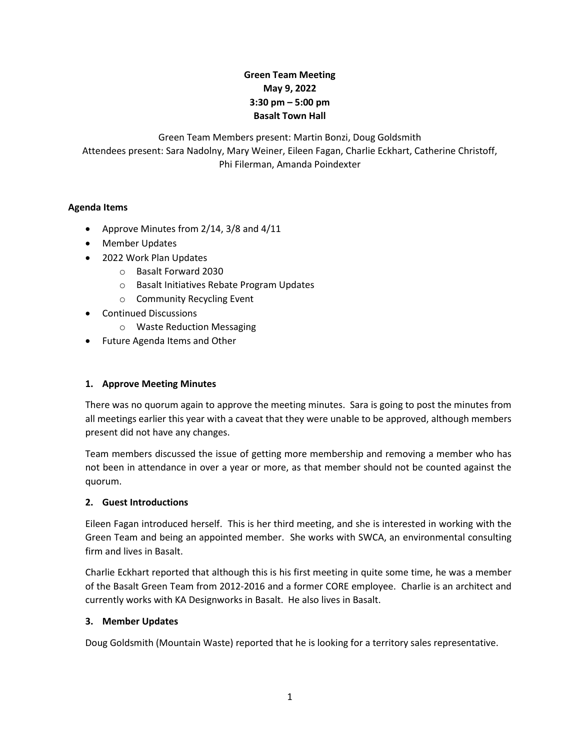**Green Team Meeting**
**May 9, 2022**
**3:30 pm – 5:00 pm**
**Basalt Town Hall**

Green Team Members present: Martin Bonzi, Doug Goldsmith
Attendees present: Sara Nadolny, Mary Weiner, Eileen Fagan, Charlie Eckhart, Catherine Christoff, Phi Filerman, Amanda Poindexter

**Agenda Items**

- Approve Minutes from 2/14, 3/8 and 4/11
- Member Updates
- 2022 Work Plan Updates
  - Basalt Forward 2030
  - Basalt Initiatives Rebate Program Updates
  - Community Recycling Event
- Continued Discussions
  - Waste Reduction Messaging
- Future Agenda Items and Other

**1. Approve Meeting Minutes**

There was no quorum again to approve the meeting minutes. Sara is going to post the minutes from all meetings earlier this year with a caveat that they were unable to be approved, although members present did not have any changes.

Team members discussed the issue of getting more membership and removing a member who has not been in attendance in over a year or more, as that member should not be counted against the quorum.

**2. Guest Introductions**

Eileen Fagan introduced herself. This is her third meeting, and she is interested in working with the Green Team and being an appointed member. She works with SWCA, an environmental consulting firm and lives in Basalt.

Charlie Eckhart reported that although this is his first meeting in quite some time, he was a member of the Basalt Green Team from 2012-2016 and a former CORE employee. Charlie is an architect and currently works with KA Designworks in Basalt. He also lives in Basalt.

**3. Member Updates**

Doug Goldsmith (Mountain Waste) reported that he is looking for a territory sales representative.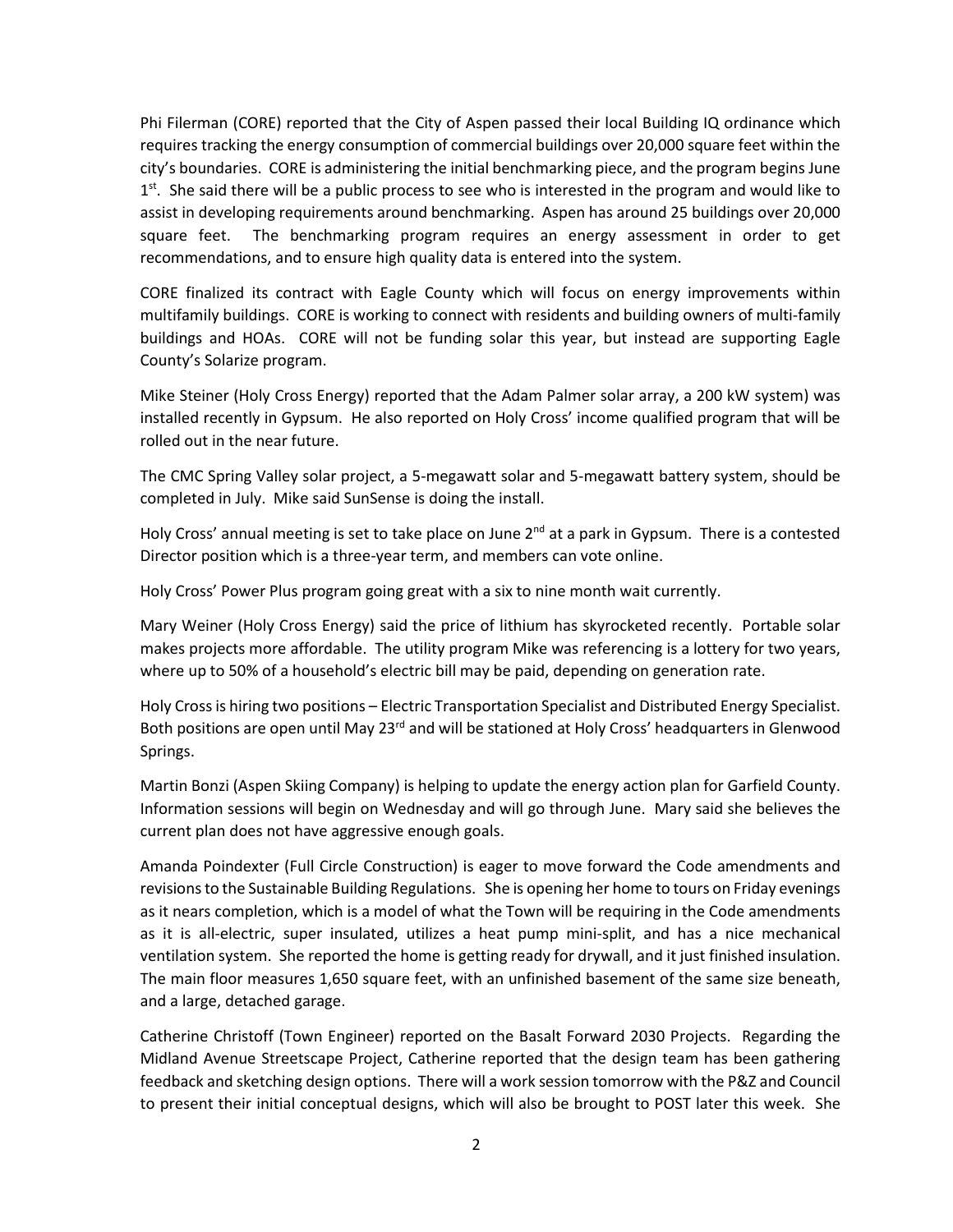Phi Filerman (CORE) reported that the City of Aspen passed their local Building IQ ordinance which requires tracking the energy consumption of commercial buildings over 20,000 square feet within the city's boundaries. CORE is administering the initial benchmarking piece, and the program begins June 1st. She said there will be a public process to see who is interested in the program and would like to assist in developing requirements around benchmarking. Aspen has around 25 buildings over 20,000 square feet. The benchmarking program requires an energy assessment in order to get recommendations, and to ensure high quality data is entered into the system.

CORE finalized its contract with Eagle County which will focus on energy improvements within multifamily buildings. CORE is working to connect with residents and building owners of multi-family buildings and HOAs. CORE will not be funding solar this year, but instead are supporting Eagle County's Solarize program.

Mike Steiner (Holy Cross Energy) reported that the Adam Palmer solar array, a 200 kW system) was installed recently in Gypsum. He also reported on Holy Cross' income qualified program that will be rolled out in the near future.

The CMC Spring Valley solar project, a 5-megawatt solar and 5-megawatt battery system, should be completed in July. Mike said SunSense is doing the install.

Holy Cross' annual meeting is set to take place on June 2nd at a park in Gypsum. There is a contested Director position which is a three-year term, and members can vote online.

Holy Cross' Power Plus program going great with a six to nine month wait currently.

Mary Weiner (Holy Cross Energy) said the price of lithium has skyrocketed recently. Portable solar makes projects more affordable. The utility program Mike was referencing is a lottery for two years, where up to 50% of a household's electric bill may be paid, depending on generation rate.

Holy Cross is hiring two positions – Electric Transportation Specialist and Distributed Energy Specialist. Both positions are open until May 23rd and will be stationed at Holy Cross' headquarters in Glenwood Springs.

Martin Bonzi (Aspen Skiing Company) is helping to update the energy action plan for Garfield County. Information sessions will begin on Wednesday and will go through June. Mary said she believes the current plan does not have aggressive enough goals.

Amanda Poindexter (Full Circle Construction) is eager to move forward the Code amendments and revisions to the Sustainable Building Regulations. She is opening her home to tours on Friday evenings as it nears completion, which is a model of what the Town will be requiring in the Code amendments as it is all-electric, super insulated, utilizes a heat pump mini-split, and has a nice mechanical ventilation system. She reported the home is getting ready for drywall, and it just finished insulation. The main floor measures 1,650 square feet, with an unfinished basement of the same size beneath, and a large, detached garage.

Catherine Christoff (Town Engineer) reported on the Basalt Forward 2030 Projects. Regarding the Midland Avenue Streetscape Project, Catherine reported that the design team has been gathering feedback and sketching design options. There will a work session tomorrow with the P&Z and Council to present their initial conceptual designs, which will also be brought to POST later this week. She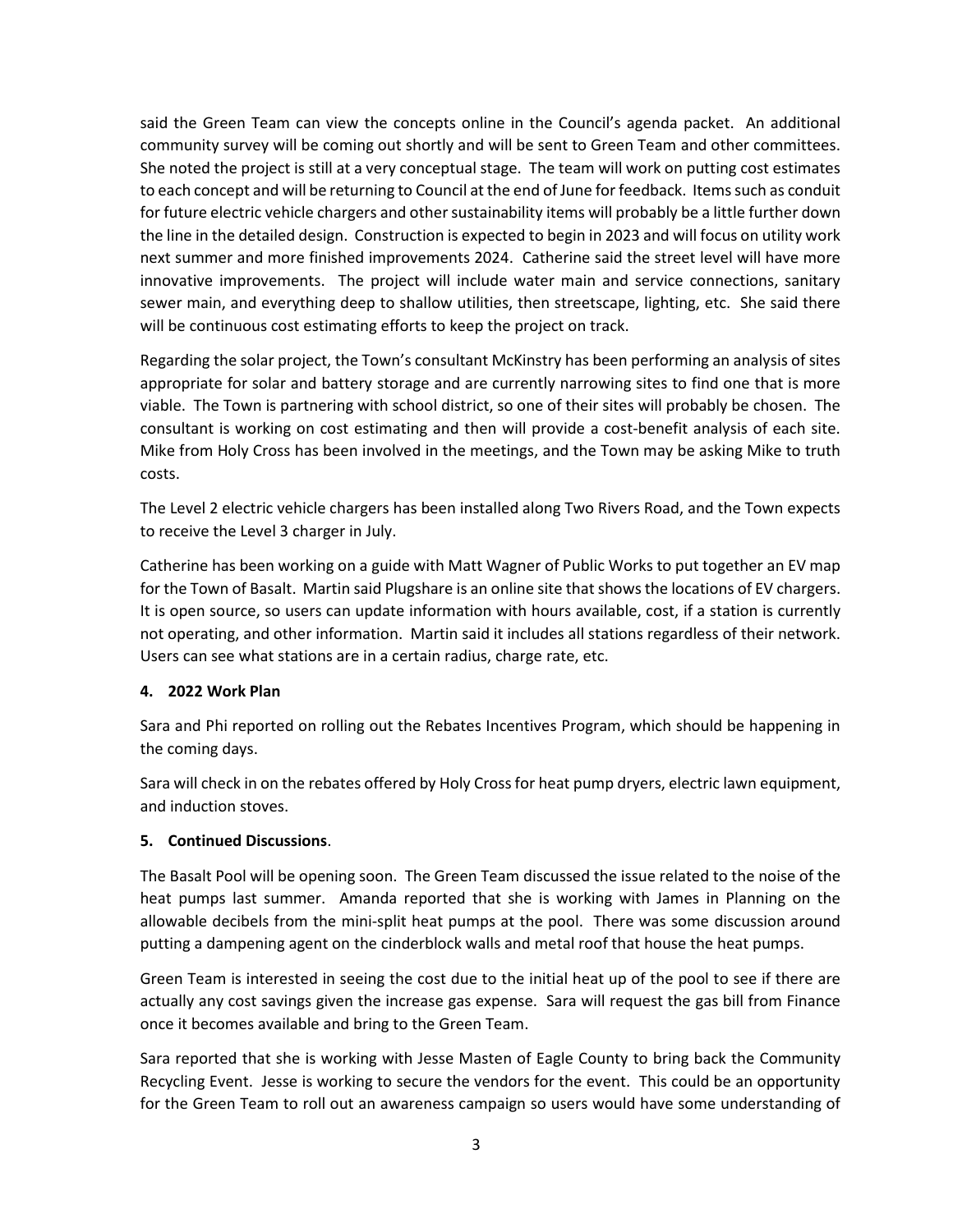said the Green Team can view the concepts online in the Council's agenda packet. An additional community survey will be coming out shortly and will be sent to Green Team and other committees. She noted the project is still at a very conceptual stage. The team will work on putting cost estimates to each concept and will be returning to Council at the end of June for feedback. Items such as conduit for future electric vehicle chargers and other sustainability items will probably be a little further down the line in the detailed design. Construction is expected to begin in 2023 and will focus on utility work next summer and more finished improvements 2024. Catherine said the street level will have more innovative improvements. The project will include water main and service connections, sanitary sewer main, and everything deep to shallow utilities, then streetscape, lighting, etc. She said there will be continuous cost estimating efforts to keep the project on track.

Regarding the solar project, the Town's consultant McKinstry has been performing an analysis of sites appropriate for solar and battery storage and are currently narrowing sites to find one that is more viable. The Town is partnering with school district, so one of their sites will probably be chosen. The consultant is working on cost estimating and then will provide a cost-benefit analysis of each site. Mike from Holy Cross has been involved in the meetings, and the Town may be asking Mike to truth costs.

The Level 2 electric vehicle chargers has been installed along Two Rivers Road, and the Town expects to receive the Level 3 charger in July.

Catherine has been working on a guide with Matt Wagner of Public Works to put together an EV map for the Town of Basalt. Martin said Plugshare is an online site that shows the locations of EV chargers. It is open source, so users can update information with hours available, cost, if a station is currently not operating, and other information. Martin said it includes all stations regardless of their network. Users can see what stations are in a certain radius, charge rate, etc.

**4. 2022 Work Plan**

Sara and Phi reported on rolling out the Rebates Incentives Program, which should be happening in the coming days.

Sara will check in on the rebates offered by Holy Cross for heat pump dryers, electric lawn equipment, and induction stoves.

**5. Continued Discussions**.

The Basalt Pool will be opening soon. The Green Team discussed the issue related to the noise of the heat pumps last summer. Amanda reported that she is working with James in Planning on the allowable decibels from the mini-split heat pumps at the pool. There was some discussion around putting a dampening agent on the cinderblock walls and metal roof that house the heat pumps.

Green Team is interested in seeing the cost due to the initial heat up of the pool to see if there are actually any cost savings given the increase gas expense. Sara will request the gas bill from Finance once it becomes available and bring to the Green Team.

Sara reported that she is working with Jesse Masten of Eagle County to bring back the Community Recycling Event. Jesse is working to secure the vendors for the event. This could be an opportunity for the Green Team to roll out an awareness campaign so users would have some understanding of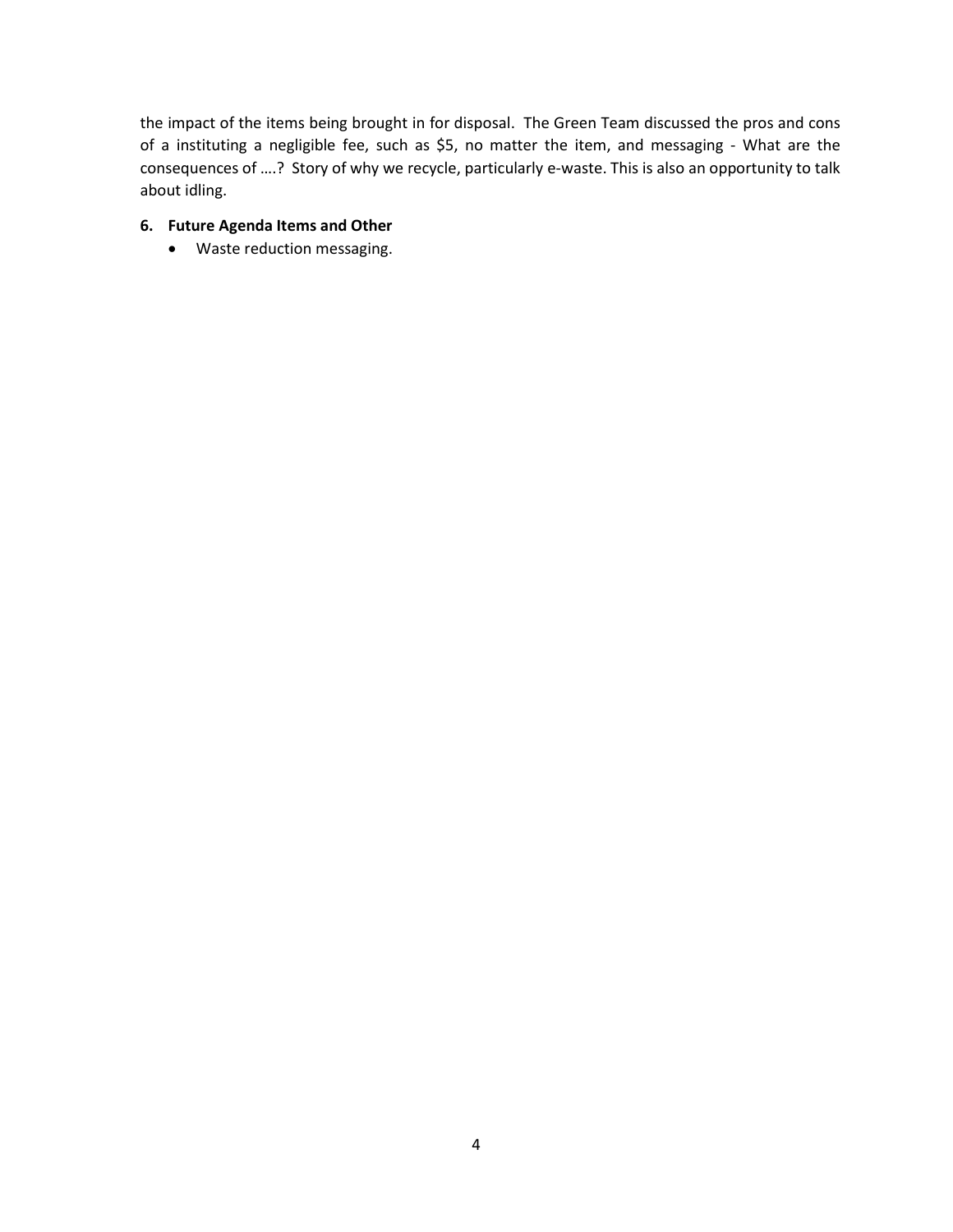the impact of the items being brought in for disposal. The Green Team discussed the pros and cons of a instituting a negligible fee, such as $5, no matter the item, and messaging - What are the consequences of ….? Story of why we recycle, particularly e-waste. This is also an opportunity to talk about idling.

**6. Future Agenda Items and Other**

- Waste reduction messaging.